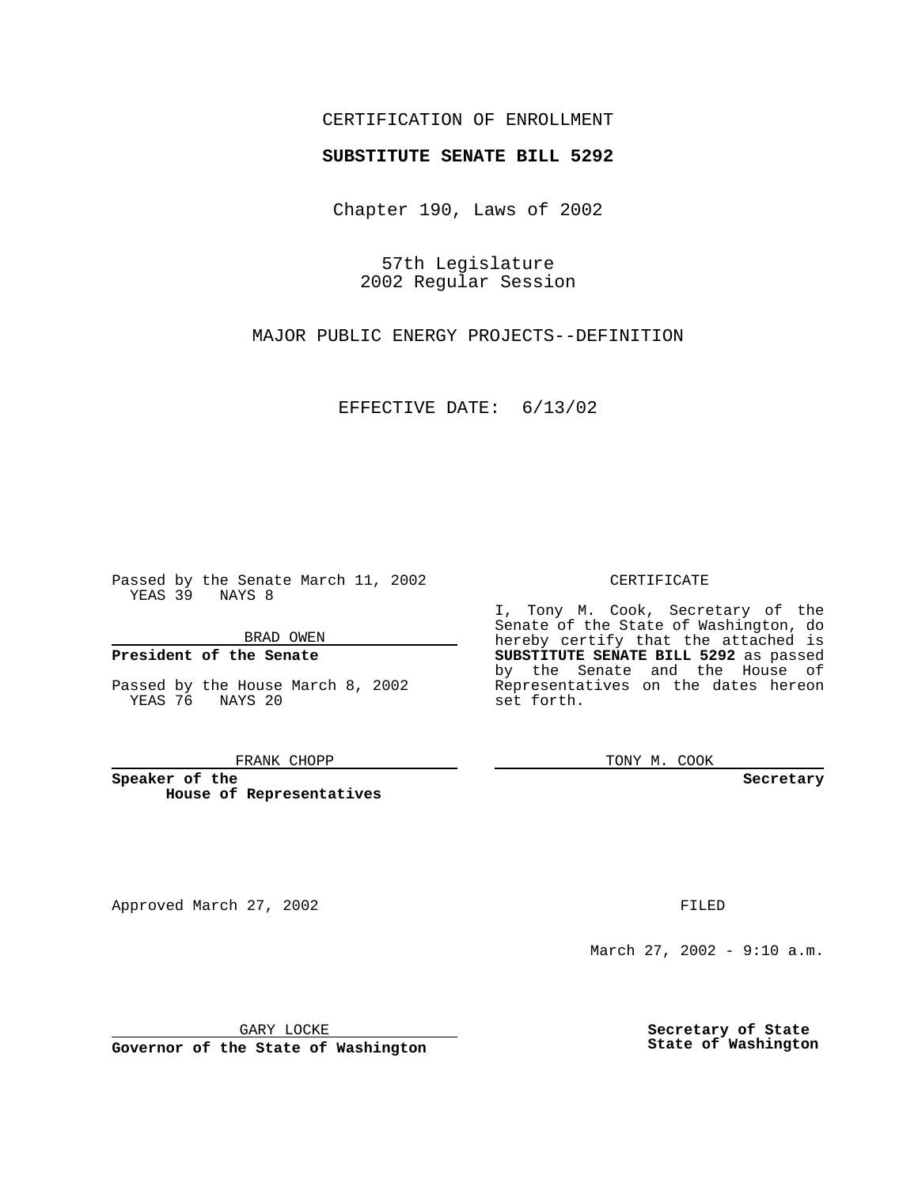CERTIFICATION OF ENROLLMENT

**SUBSTITUTE SENATE BILL 5292**

Chapter 190, Laws of 2002

57th Legislature
2002 Regular Session

MAJOR PUBLIC ENERGY PROJECTS--DEFINITION

EFFECTIVE DATE: 6/13/02

Passed by the Senate March 11, 2002
YEAS 39 NAYS 8

BRAD OWEN

**President of the Senate**

Passed by the House March 8, 2002
YEAS 76 NAYS 20

FRANK CHOPP

**Speaker of the House of Representatives**

CERTIFICATE

I, Tony M. Cook, Secretary of the Senate of the State of Washington, do hereby certify that the attached is **SUBSTITUTE SENATE BILL 5292** as passed by the Senate and the House of Representatives on the dates hereon set forth.

TONY M. COOK

**Secretary**

Approved March 27, 2002

GARY LOCKE

**Governor of the State of Washington**

FILED

March 27, 2002 - 9:10 a.m.

**Secretary of State**
**State of Washington**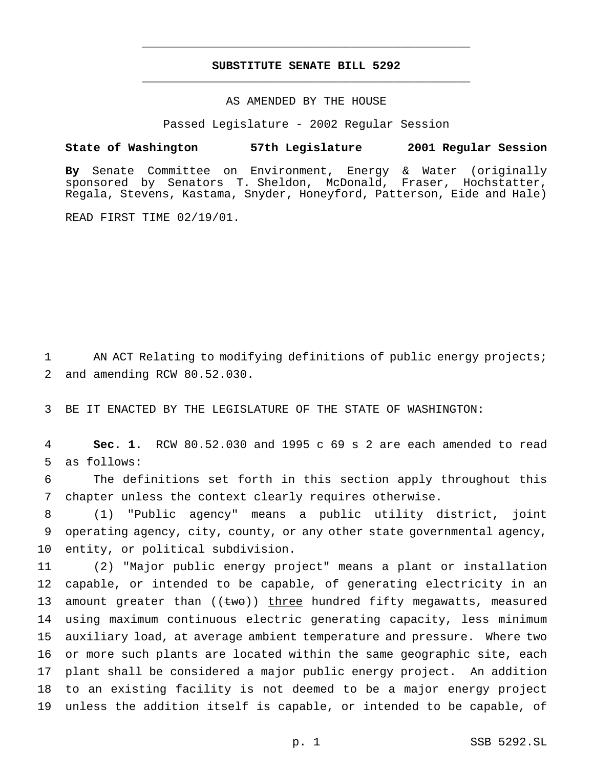# SUBSTITUTE SENATE BILL 5292

AS AMENDED BY THE HOUSE

Passed Legislature - 2002 Regular Session

**State of Washington 57th Legislature 2001 Regular Session**

**By** Senate Committee on Environment, Energy & Water (originally sponsored by Senators T. Sheldon, McDonald, Fraser, Hochstatter, Regala, Stevens, Kastama, Snyder, Honeyford, Patterson, Eide and Hale)

READ FIRST TIME 02/19/01.

AN ACT Relating to modifying definitions of public energy projects; and amending RCW 80.52.030.

BE IT ENACTED BY THE LEGISLATURE OF THE STATE OF WASHINGTON:

**Sec. 1.** RCW 80.52.030 and 1995 c 69 s 2 are each amended to read as follows:

The definitions set forth in this section apply throughout this chapter unless the context clearly requires otherwise.

(1) "Public agency" means a public utility district, joint operating agency, city, county, or any other state governmental agency, entity, or political subdivision.

(2) "Major public energy project" means a plant or installation capable, or intended to be capable, of generating electricity in an amount greater than ((~~two~~)) <u>three</u> hundred fifty megawatts, measured using maximum continuous electric generating capacity, less minimum auxiliary load, at average ambient temperature and pressure. Where two or more such plants are located within the same geographic site, each plant shall be considered a major public energy project. An addition to an existing facility is not deemed to be a major energy project unless the addition itself is capable, or intended to be capable, of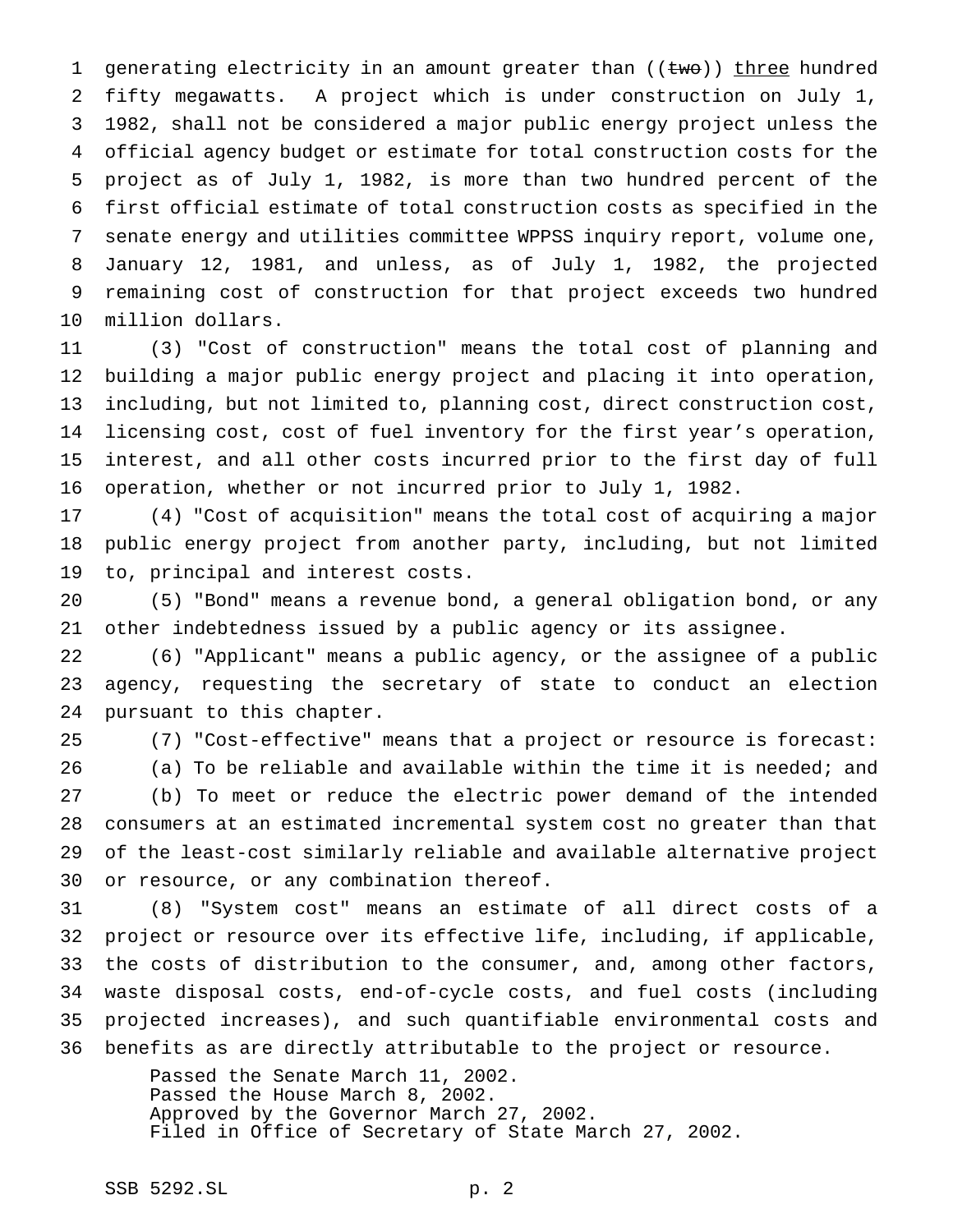generating electricity in an amount greater than ((~~two~~)) <u>three</u> hundred fifty megawatts. A project which is under construction on July 1, 1982, shall not be considered a major public energy project unless the official agency budget or estimate for total construction costs for the project as of July 1, 1982, is more than two hundred percent of the first official estimate of total construction costs as specified in the senate energy and utilities committee WPPSS inquiry report, volume one, January 12, 1981, and unless, as of July 1, 1982, the projected remaining cost of construction for that project exceeds two hundred million dollars.

(3) "Cost of construction" means the total cost of planning and building a major public energy project and placing it into operation, including, but not limited to, planning cost, direct construction cost, licensing cost, cost of fuel inventory for the first year's operation, interest, and all other costs incurred prior to the first day of full operation, whether or not incurred prior to July 1, 1982.

(4) "Cost of acquisition" means the total cost of acquiring a major public energy project from another party, including, but not limited to, principal and interest costs.

(5) "Bond" means a revenue bond, a general obligation bond, or any other indebtedness issued by a public agency or its assignee.

(6) "Applicant" means a public agency, or the assignee of a public agency, requesting the secretary of state to conduct an election pursuant to this chapter.

(7) "Cost-effective" means that a project or resource is forecast:

(a) To be reliable and available within the time it is needed; and

(b) To meet or reduce the electric power demand of the intended consumers at an estimated incremental system cost no greater than that of the least-cost similarly reliable and available alternative project or resource, or any combination thereof.

(8) "System cost" means an estimate of all direct costs of a project or resource over its effective life, including, if applicable, the costs of distribution to the consumer, and, among other factors, waste disposal costs, end-of-cycle costs, and fuel costs (including projected increases), and such quantifiable environmental costs and benefits as are directly attributable to the project or resource.

Passed the Senate March 11, 2002.
Passed the House March 8, 2002.
Approved by the Governor March 27, 2002.
Filed in Office of Secretary of State March 27, 2002.